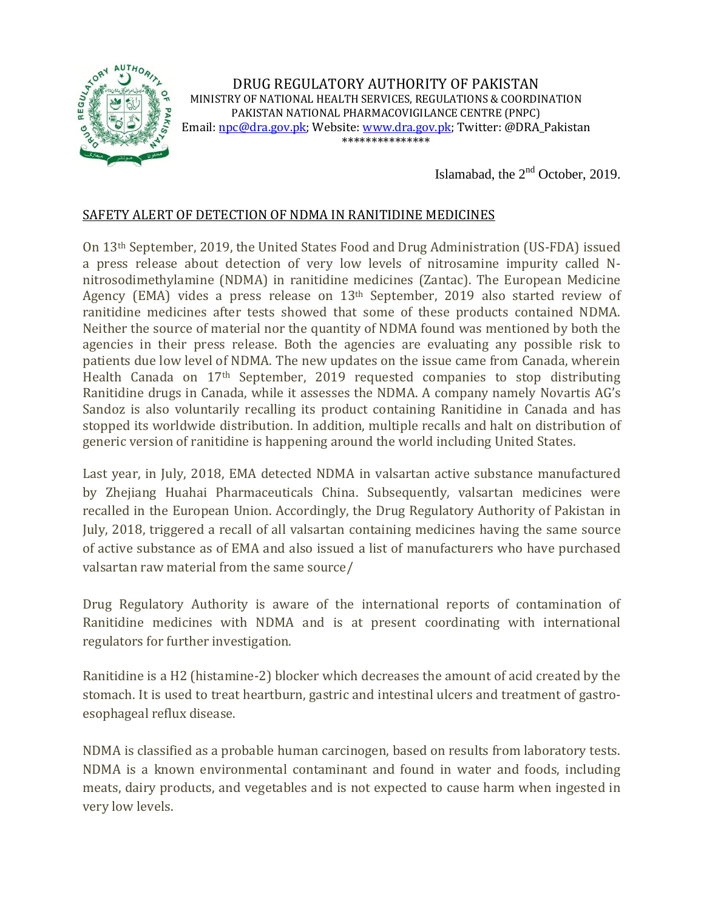# DRUG REGULATORY AUTHORITY OF PAKISTAN

MINISTRY OF NATIONAL HEALTH SERVICES, REGULATIONS & COORDINATION

PAKISTAN NATIONAL PHARMACOVIGILANCE CENTRE (PNPC)

Email: npc@dra.gov.pk; Website: www.dra.gov.pk; Twitter: @DRA_Pakistan

***************

Islamabad, the 2nd October, 2019.

## SAFETY ALERT OF DETECTION OF NDMA IN RANITIDINE MEDICINES

On 13th September, 2019, the United States Food and Drug Administration (US-FDA) issued a press release about detection of very low levels of nitrosamine impurity called N-nitrosodimethylamine (NDMA) in ranitidine medicines (Zantac). The European Medicine Agency (EMA) vides a press release on 13th September, 2019 also started review of ranitidine medicines after tests showed that some of these products contained NDMA. Neither the source of material nor the quantity of NDMA found was mentioned by both the agencies in their press release. Both the agencies are evaluating any possible risk to patients due low level of NDMA. The new updates on the issue came from Canada, wherein Health Canada on 17th September, 2019 requested companies to stop distributing Ranitidine drugs in Canada, while it assesses the NDMA. A company namely Novartis AG's Sandoz is also voluntarily recalling its product containing Ranitidine in Canada and has stopped its worldwide distribution. In addition, multiple recalls and halt on distribution of generic version of ranitidine is happening around the world including United States.

Last year, in July, 2018, EMA detected NDMA in valsartan active substance manufactured by Zhejiang Huahai Pharmaceuticals China. Subsequently, valsartan medicines were recalled in the European Union. Accordingly, the Drug Regulatory Authority of Pakistan in July, 2018, triggered a recall of all valsartan containing medicines having the same source of active substance as of EMA and also issued a list of manufacturers who have purchased valsartan raw material from the same source/

Drug Regulatory Authority is aware of the international reports of contamination of Ranitidine medicines with NDMA and is at present coordinating with international regulators for further investigation.

Ranitidine is a H2 (histamine-2) blocker which decreases the amount of acid created by the stomach. It is used to treat heartburn, gastric and intestinal ulcers and treatment of gastro-esophageal reflux disease.

NDMA is classified as a probable human carcinogen, based on results from laboratory tests. NDMA is a known environmental contaminant and found in water and foods, including meats, dairy products, and vegetables and is not expected to cause harm when ingested in very low levels.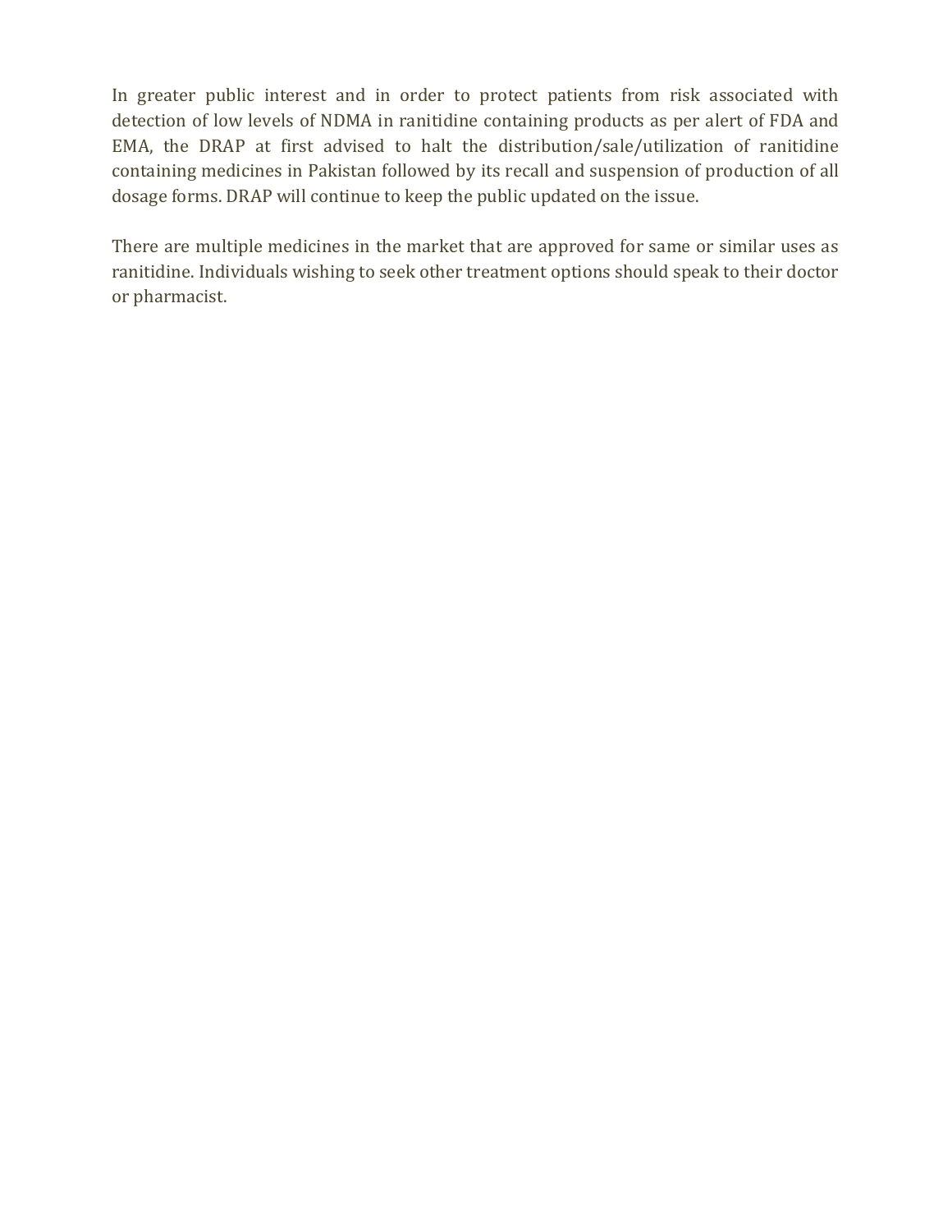In greater public interest and in order to protect patients from risk associated with detection of low levels of NDMA in ranitidine containing products as per alert of FDA and EMA, the DRAP at first advised to halt the distribution/sale/utilization of ranitidine containing medicines in Pakistan followed by its recall and suspension of production of all dosage forms. DRAP will continue to keep the public updated on the issue.

There are multiple medicines in the market that are approved for same or similar uses as ranitidine. Individuals wishing to seek other treatment options should speak to their doctor or pharmacist.